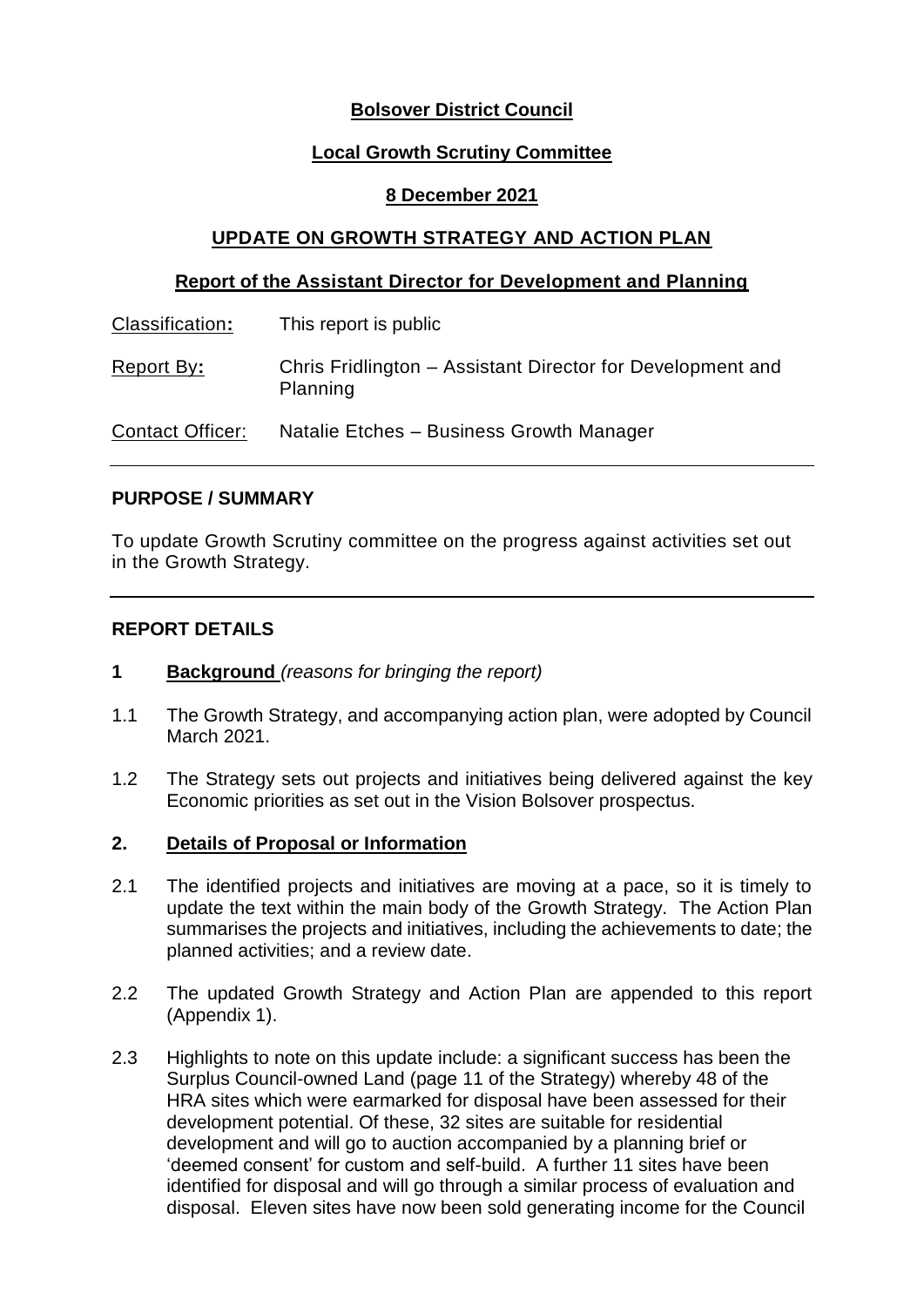**Bolsover District Council**

**Local Growth Scrutiny Committee**

**8 December 2021**

**UPDATE ON GROWTH STRATEGY AND ACTION PLAN**

**Report of the Assistant Director for Development and Planning**

| | |
|---|---|
| Classification**:** | This report is public |
| Report By**:** | Chris Fridlington – Assistant Director for Development and Planning |
| Contact Officer: | Natalie Etches – Business Growth Manager |

---

**PURPOSE / SUMMARY**

To update Growth Scrutiny committee on the progress against activities set out in the Growth Strategy.

---

**REPORT DETAILS**

**1 Background** *(reasons for bringing the report)*

1.1 The Growth Strategy, and accompanying action plan, were adopted by Council March 2021.

1.2 The Strategy sets out projects and initiatives being delivered against the key Economic priorities as set out in the Vision Bolsover prospectus.

**2. Details of Proposal or Information**

2.1 The identified projects and initiatives are moving at a pace, so it is timely to update the text within the main body of the Growth Strategy. The Action Plan summarises the projects and initiatives, including the achievements to date; the planned activities; and a review date.

2.2 The updated Growth Strategy and Action Plan are appended to this report (Appendix 1).

2.3 Highlights to note on this update include: a significant success has been the Surplus Council-owned Land (page 11 of the Strategy) whereby 48 of the HRA sites which were earmarked for disposal have been assessed for their development potential. Of these, 32 sites are suitable for residential development and will go to auction accompanied by a planning brief or 'deemed consent' for custom and self-build. A further 11 sites have been identified for disposal and will go through a similar process of evaluation and disposal. Eleven sites have now been sold generating income for the Council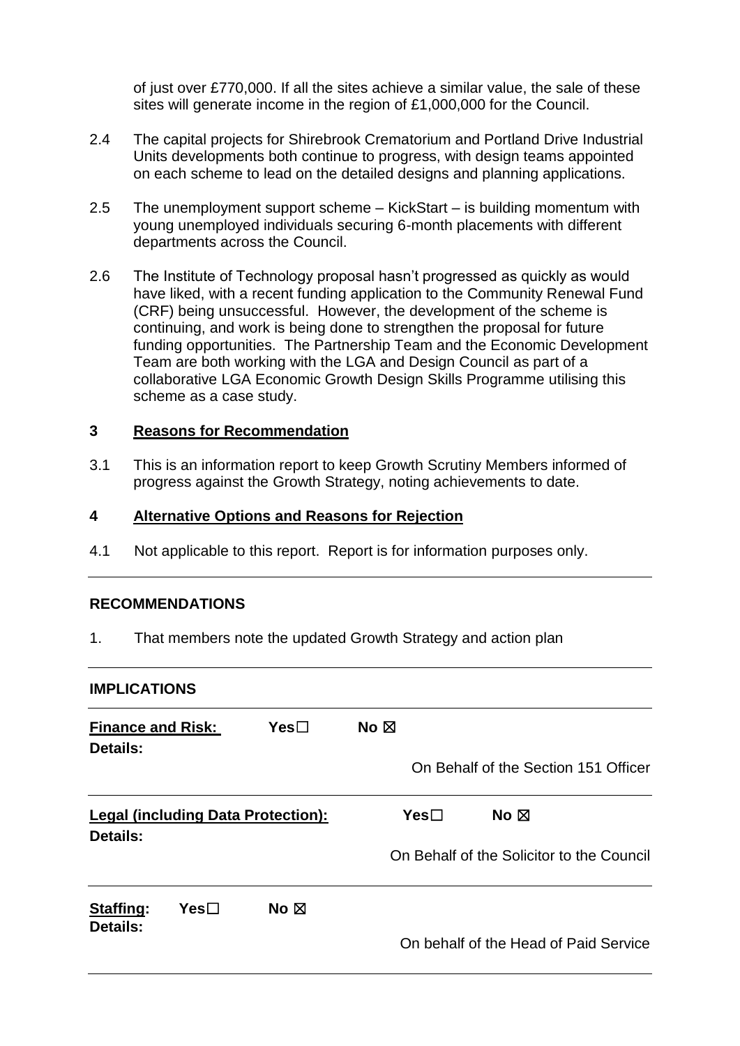of just over £770,000. If all the sites achieve a similar value, the sale of these sites will generate income in the region of £1,000,000 for the Council.

2.4 The capital projects for Shirebrook Crematorium and Portland Drive Industrial Units developments both continue to progress, with design teams appointed on each scheme to lead on the detailed designs and planning applications.

2.5 The unemployment support scheme – KickStart – is building momentum with young unemployed individuals securing 6-month placements with different departments across the Council.

2.6 The Institute of Technology proposal hasn't progressed as quickly as would have liked, with a recent funding application to the Community Renewal Fund (CRF) being unsuccessful. However, the development of the scheme is continuing, and work is being done to strengthen the proposal for future funding opportunities. The Partnership Team and the Economic Development Team are both working with the LGA and Design Council as part of a collaborative LGA Economic Growth Design Skills Programme utilising this scheme as a case study.

## 3 Reasons for Recommendation

3.1 This is an information report to keep Growth Scrutiny Members informed of progress against the Growth Strategy, noting achievements to date.

## 4 Alternative Options and Reasons for Rejection

4.1 Not applicable to this report. Report is for information purposes only.

---

**RECOMMENDATIONS**

1. That members note the updated Growth Strategy and action plan

---

**IMPLICATIONS**

---

**Finance and Risk:** Yes☐ No ☒
**Details:**

On Behalf of the Section 151 Officer

---

**Legal (including Data Protection):** Yes☐ No ☒
**Details:**

On Behalf of the Solicitor to the Council

---

**Staffing:** Yes☐ No ☒
**Details:**

On behalf of the Head of Paid Service

---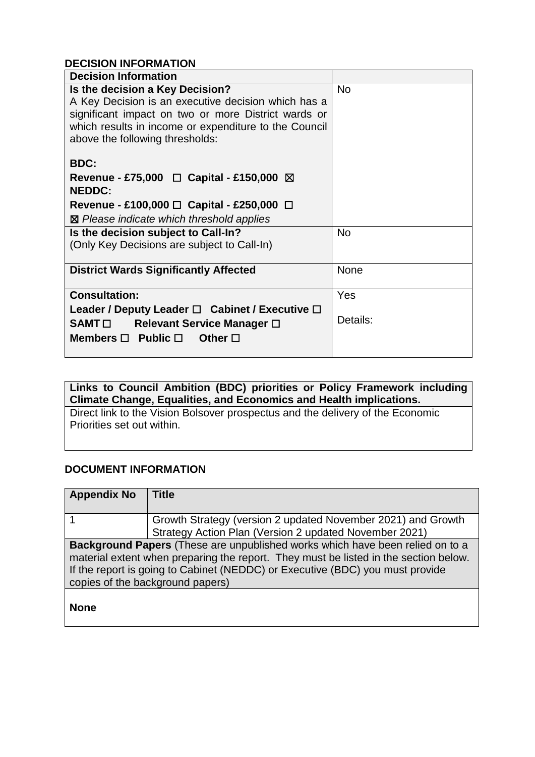## DECISION INFORMATION

| Decision Information | |
|---|---|
| **Is the decision a Key Decision?**<br>A Key Decision is an executive decision which has a significant impact on two or more District wards or which results in income or expenditure to the Council above the following thresholds:<br><br>**BDC:**<br>**Revenue - £75,000 ☐ Capital - £150,000 ☒**<br>**NEDDC:**<br>**Revenue - £100,000 ☐ Capital - £250,000 ☐**<br>☒ *Please indicate which threshold applies* | No |
| **Is the decision subject to Call-In?**<br>(Only Key Decisions are subject to Call-In) | No |
| **District Wards Significantly Affected** | None |
| **Consultation:**<br>**Leader / Deputy Leader ☐ Cabinet / Executive ☐**<br>**SAMT ☐ Relevant Service Manager ☐**<br>**Members ☐ Public ☐ Other ☐** | Yes<br><br>Details: |

| **Links to Council Ambition (BDC) priorities or Policy Framework including Climate Change, Equalities, and Economics and Health implications.** |
|---|
| Direct link to the Vision Bolsover prospectus and the delivery of the Economic Priorities set out within. |

## DOCUMENT INFORMATION

| Appendix No | Title |
|---|---|
| 1 | Growth Strategy (version 2 updated November 2021) and Growth Strategy Action Plan (Version 2 updated November 2021) |
| **Background Papers** (These are unpublished works which have been relied on to a material extent when preparing the report. They must be listed in the section below. If the report is going to Cabinet (NEDDC) or Executive (BDC) you must provide copies of the background papers) | |
| **None** | |